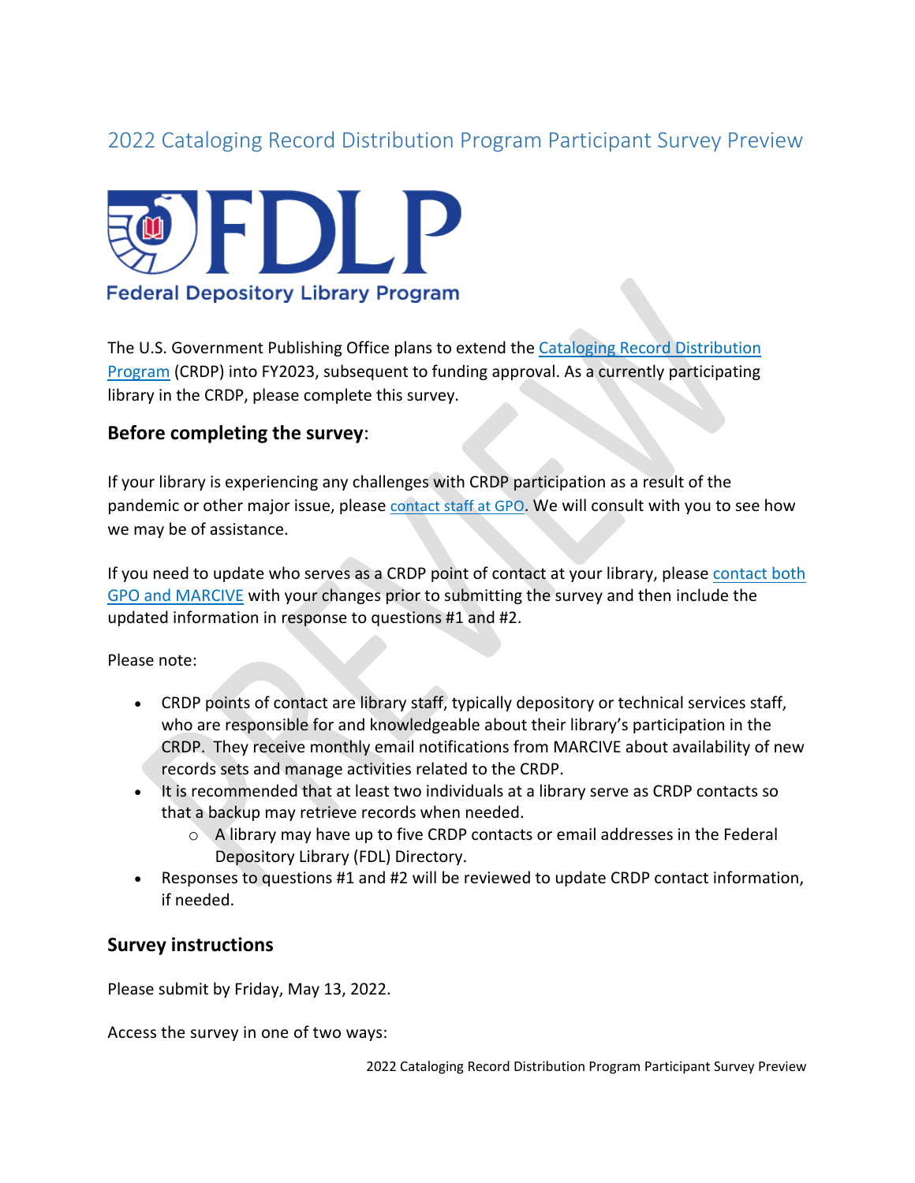# 2022 Cataloging Record Distribution Program Participant Survey Preview

FDLP

Federal Depository Library Program

The U.S. Government Publishing Office plans to extend the Cataloging Record Distribution Program (CRDP) into FY2023, subsequent to funding approval. As a currently participating library in the CRDP, please complete this survey.

## Before completing the survey:

If your library is experiencing any challenges with CRDP participation as a result of the pandemic or other major issue, please contact staff at GPO. We will consult with you to see how we may be of assistance.

If you need to update who serves as a CRDP point of contact at your library, please contact both GPO and MARCIVE with your changes prior to submitting the survey and then include the updated information in response to questions #1 and #2.

Please note:

- CRDP points of contact are library staff, typically depository or technical services staff, who are responsible for and knowledgeable about their library's participation in the CRDP. They receive monthly email notifications from MARCIVE about availability of new records sets and manage activities related to the CRDP.
- It is recommended that at least two individuals at a library serve as CRDP contacts so that a backup may retrieve records when needed.
  - A library may have up to five CRDP contacts or email addresses in the Federal Depository Library (FDL) Directory.
- Responses to questions #1 and #2 will be reviewed to update CRDP contact information, if needed.

## Survey instructions

Please submit by Friday, May 13, 2022.

Access the survey in one of two ways: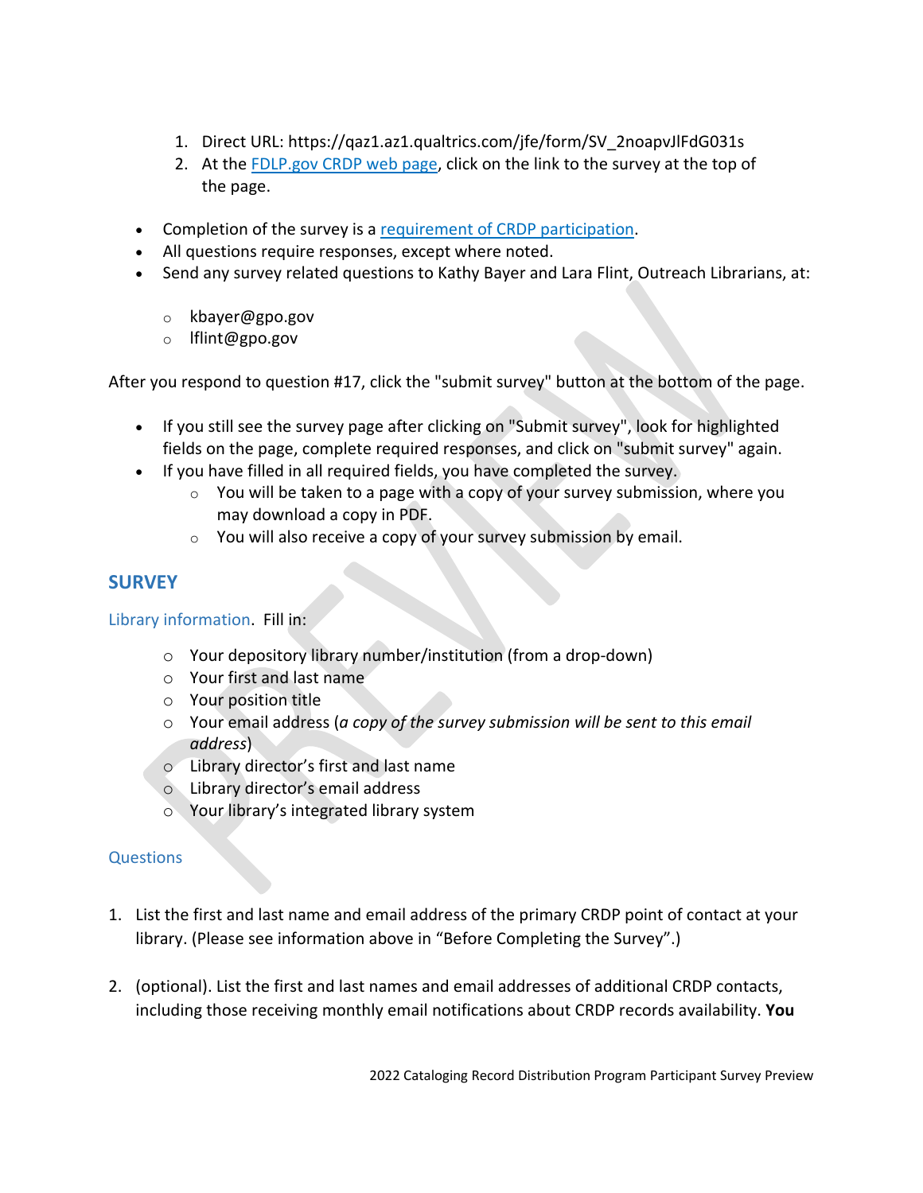1. Direct URL: https://qaz1.az1.qualtrics.com/jfe/form/SV_2noapvJlFdG031s
2. At the FDLP.gov CRDP web page, click on the link to the survey at the top of the page.

- Completion of the survey is a requirement of CRDP participation.
- All questions require responses, except where noted.
- Send any survey related questions to Kathy Bayer and Lara Flint, Outreach Librarians, at:
  - kbayer@gpo.gov
  - lflint@gpo.gov

After you respond to question #17, click the "submit survey" button at the bottom of the page.

- If you still see the survey page after clicking on "Submit survey", look for highlighted fields on the page, complete required responses, and click on "submit survey" again.
- If you have filled in all required fields, you have completed the survey.
  - You will be taken to a page with a copy of your survey submission, where you may download a copy in PDF.
  - You will also receive a copy of your survey submission by email.

## SURVEY

### Library information. Fill in:

- Your depository library number/institution (from a drop-down)
- Your first and last name
- Your position title
- Your email address (*a copy of the survey submission will be sent to this email address*)
- Library director's first and last name
- Library director's email address
- Your library's integrated library system

### Questions

1. List the first and last name and email address of the primary CRDP point of contact at your library. (Please see information above in "Before Completing the Survey".)

2. (optional). List the first and last names and email addresses of additional CRDP contacts, including those receiving monthly email notifications about CRDP records availability. **You**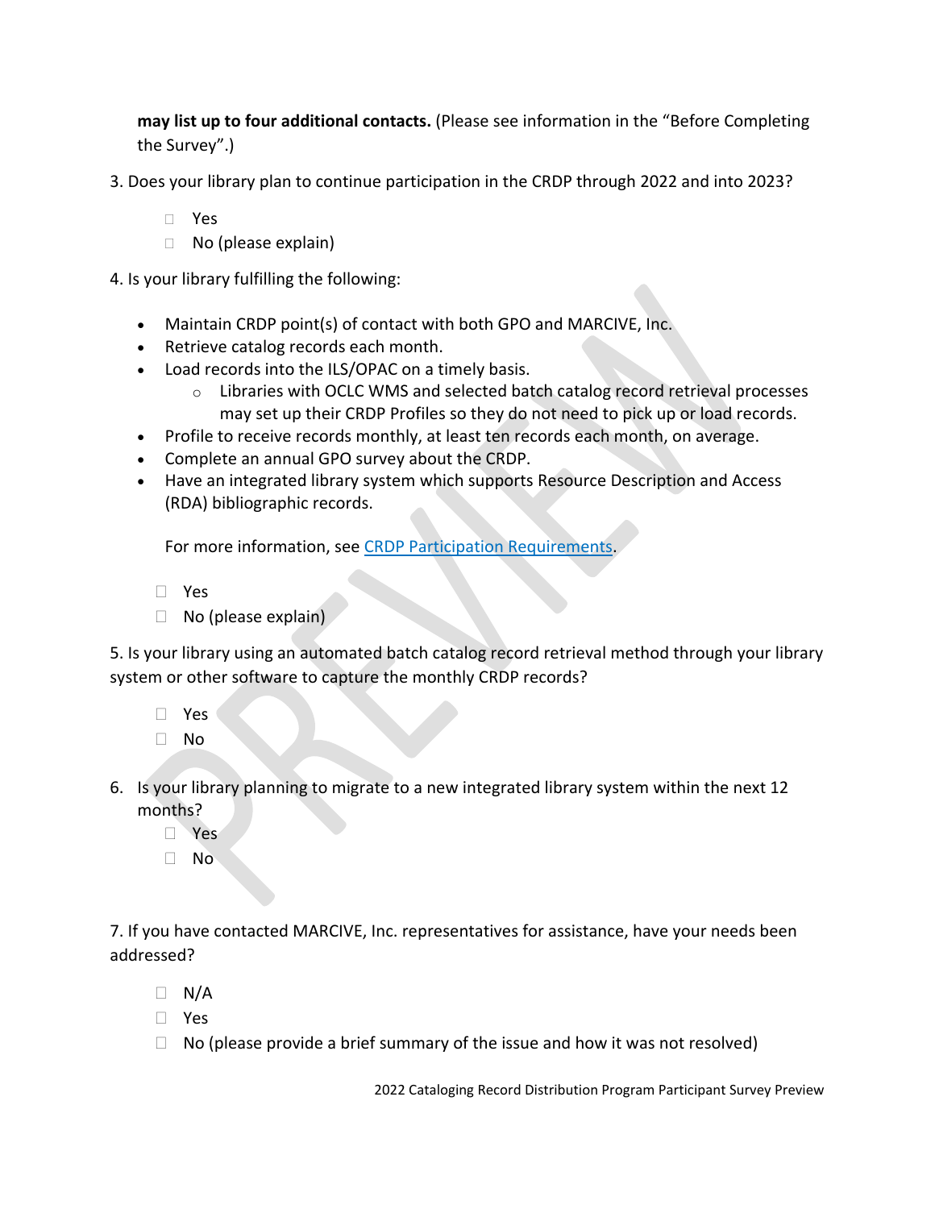**may list up to four additional contacts.** (Please see information in the "Before Completing the Survey".)

3. Does your library plan to continue participation in the CRDP through 2022 and into 2023?

   - ☐ Yes
   - ☐ No (please explain)

4. Is your library fulfilling the following:

   - Maintain CRDP point(s) of contact with both GPO and MARCIVE, Inc.
   - Retrieve catalog records each month.
   - Load records into the ILS/OPAC on a timely basis.
     - Libraries with OCLC WMS and selected batch catalog record retrieval processes may set up their CRDP Profiles so they do not need to pick up or load records.
   - Profile to receive records monthly, at least ten records each month, on average.
   - Complete an annual GPO survey about the CRDP.
   - Have an integrated library system which supports Resource Description and Access (RDA) bibliographic records.

   For more information, see [CRDP Participation Requirements](CRDP Participation Requirements).

   - ☐ Yes
   - ☐ No (please explain)

5. Is your library using an automated batch catalog record retrieval method through your library system or other software to capture the monthly CRDP records?

   - ☐ Yes
   - ☐ No

6. Is your library planning to migrate to a new integrated library system within the next 12 months?

   - ☐ Yes
   - ☐ No

7. If you have contacted MARCIVE, Inc. representatives for assistance, have your needs been addressed?

   - ☐ N/A
   - ☐ Yes
   - ☐ No (please provide a brief summary of the issue and how it was not resolved)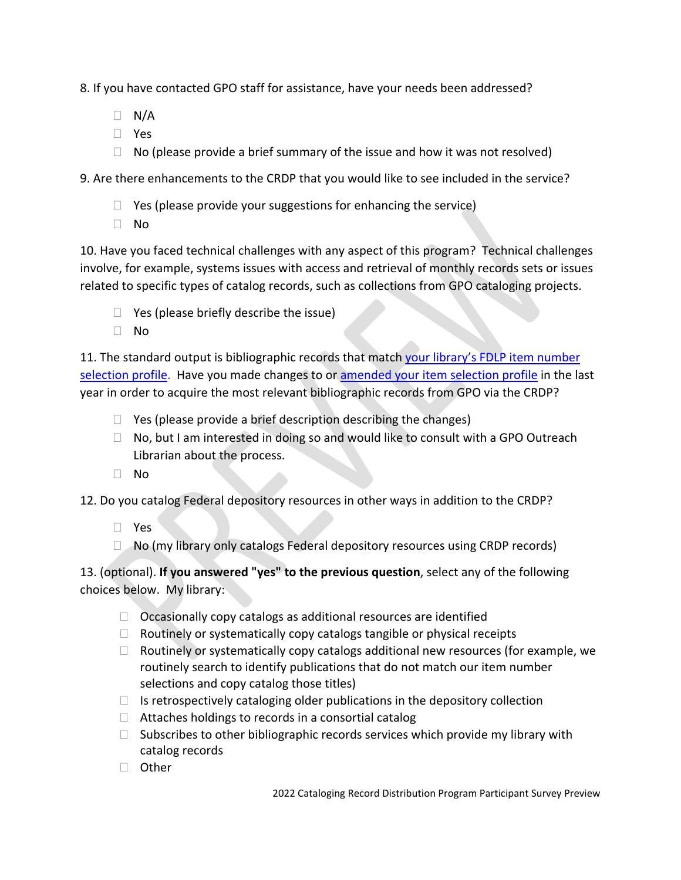8. If you have contacted GPO staff for assistance, have your needs been addressed?

- ☐ N/A
- ☐ Yes
- ☐ No (please provide a brief summary of the issue and how it was not resolved)

9. Are there enhancements to the CRDP that you would like to see included in the service?

- ☐ Yes (please provide your suggestions for enhancing the service)
- ☐ No

10. Have you faced technical challenges with any aspect of this program? Technical challenges involve, for example, systems issues with access and retrieval of monthly records sets or issues related to specific types of catalog records, such as collections from GPO cataloging projects.

- ☐ Yes (please briefly describe the issue)
- ☐ No

11. The standard output is bibliographic records that match your library's FDLP item number selection profile. Have you made changes to or amended your item selection profile in the last year in order to acquire the most relevant bibliographic records from GPO via the CRDP?

- ☐ Yes (please provide a brief description describing the changes)
- ☐ No, but I am interested in doing so and would like to consult with a GPO Outreach Librarian about the process.
- ☐ No

12. Do you catalog Federal depository resources in other ways in addition to the CRDP?

- ☐ Yes
- ☐ No (my library only catalogs Federal depository resources using CRDP records)

13. (optional). **If you answered "yes" to the previous question**, select any of the following choices below. My library:

- ☐ Occasionally copy catalogs as additional resources are identified
- ☐ Routinely or systematically copy catalogs tangible or physical receipts
- ☐ Routinely or systematically copy catalogs additional new resources (for example, we routinely search to identify publications that do not match our item number selections and copy catalog those titles)
- ☐ Is retrospectively cataloging older publications in the depository collection
- ☐ Attaches holdings to records in a consortial catalog
- ☐ Subscribes to other bibliographic records services which provide my library with catalog records
- ☐ Other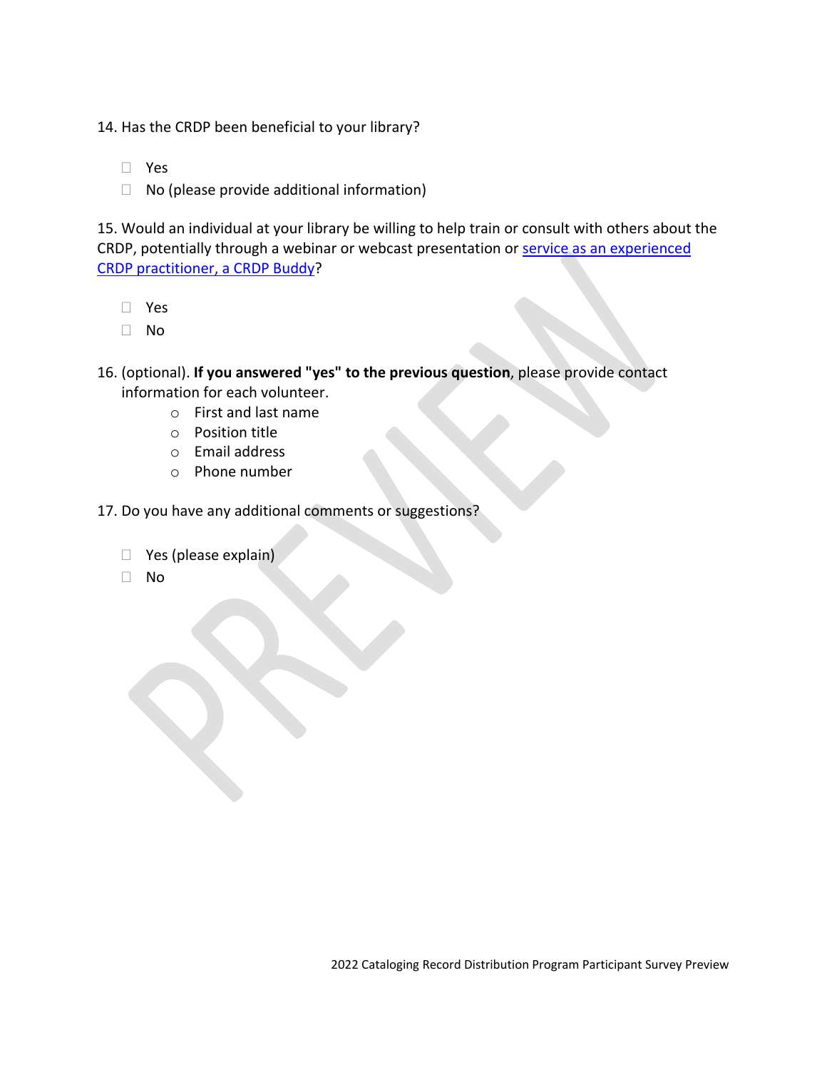14. Has the CRDP been beneficial to your library?

- ☐ Yes
- ☐ No (please provide additional information)

15. Would an individual at your library be willing to help train or consult with others about the CRDP, potentially through a webinar or webcast presentation or [service as an experienced CRDP practitioner, a CRDP Buddy]?

- ☐ Yes
- ☐ No

16. (optional). **If you answered "yes" to the previous question**, please provide contact information for each volunteer.
   - First and last name
   - Position title
   - Email address
   - Phone number

17. Do you have any additional comments or suggestions?

- ☐ Yes (please explain)
- ☐ No